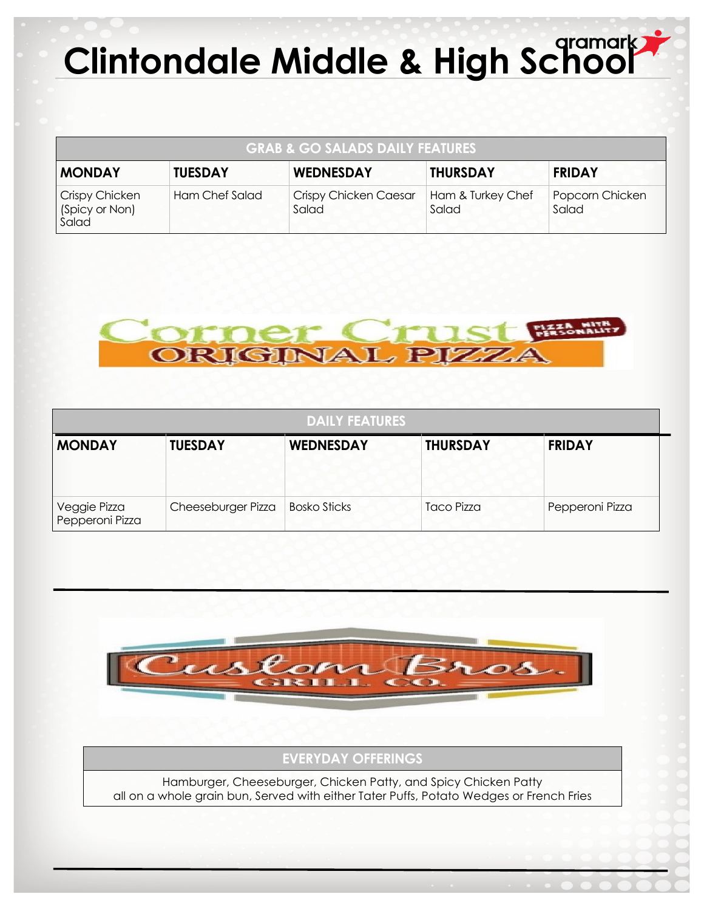# Clintondale Middle & High School

| GRAB & GO SALADS DAILY FEATURES | | | | |
|---|---|---|---|---|
| **MONDAY** | **TUESDAY** | **WEDNESDAY** | **THURSDAY** | **FRIDAY** |
| Crispy Chicken (Spicy or Non) Salad | Ham Chef Salad | Crispy Chicken Caesar Salad | Ham & Turkey Chef Salad | Popcorn Chicken Salad |

## Corner Crust Original Pizza

Pizza with Personality

| DAILY FEATURES | | | | |
|---|---|---|---|---|
| **MONDAY** | **TUESDAY** | **WEDNESDAY** | **THURSDAY** | **FRIDAY** |
| Veggie Pizza<br>Pepperoni Pizza | Cheeseburger Pizza | Bosko Sticks | Taco Pizza | Pepperoni Pizza |

## Custom Bros. Grill Co.

| EVERYDAY OFFERINGS |
|---|
| Hamburger, Cheeseburger, Chicken Patty, and Spicy Chicken Patty all on a whole grain bun, Served with either Tater Puffs, Potato Wedges or French Fries |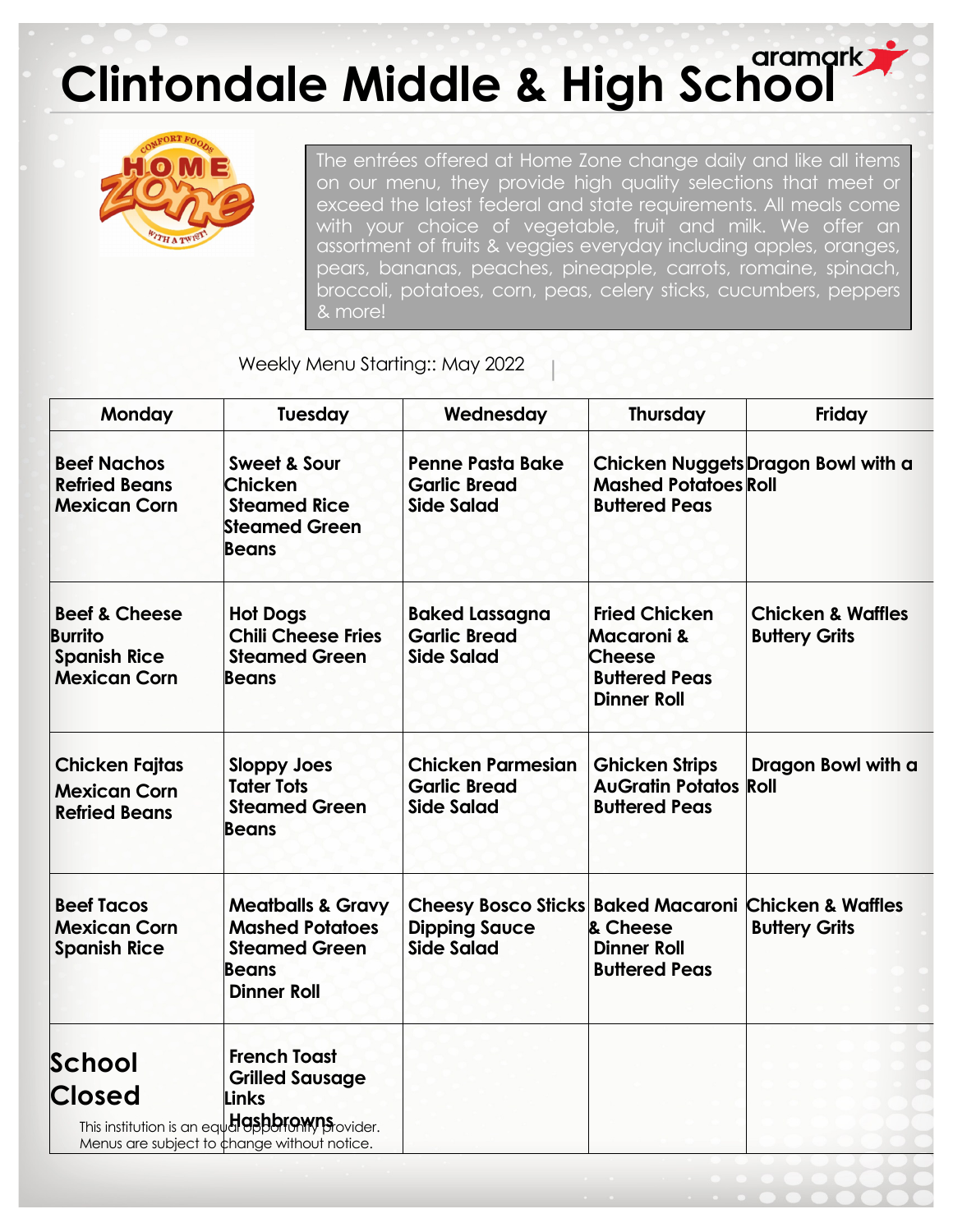# Clintondale Middle & High School

aramark

The entrées offered at Home Zone change daily and like all items on our menu, they provide high quality selections that meet or exceed the latest federal and state requirements. All meals come with your choice of vegetable, fruit and milk. We offer an assortment of fruits & veggies everyday including apples, oranges, pears, bananas, peaches, pineapple, carrots, romaine, spinach, broccoli, potatoes, corn, peas, celery sticks, cucumbers, peppers & more!

Weekly Menu Starting:: May 2022

| Monday | Tuesday | Wednesday | Thursday | Friday |
|---|---|---|---|---|
| **Beef Nachos**<br>**Refried Beans**<br>**Mexican Corn** | **Sweet & Sour Chicken**<br>**Steamed Rice**<br>**Steamed Green Beans** | **Penne Pasta Bake**<br>**Garlic Bread**<br>**Side Salad** | **Chicken Nuggets**<br>**Mashed Potatoes**<br>**Buttered Peas** | **Dragon Bowl with a Roll** |
| **Beef & Cheese Burrito**<br>**Spanish Rice**<br>**Mexican Corn** | **Hot Dogs**<br>**Chili Cheese Fries**<br>**Steamed Green Beans** | **Baked Lassagna**<br>**Garlic Bread**<br>**Side Salad** | **Fried Chicken**<br>**Macaroni & Cheese**<br>**Buttered Peas**<br>**Dinner Roll** | **Chicken & Waffles**<br>**Buttery Grits** |
| **Chicken Fajtas**<br>**Mexican Corn**<br>**Refried Beans** | **Sloppy Joes**<br>**Tater Tots**<br>**Steamed Green Beans** | **Chicken Parmesian**<br>**Garlic Bread**<br>**Side Salad** | **Ghicken Strips**<br>**AuGratin Potatos**<br>**Buttered Peas** | **Dragon Bowl with a Roll** |
| **Beef Tacos**<br>**Mexican Corn**<br>**Spanish Rice** | **Meatballs & Gravy**<br>**Mashed Potatoes**<br>**Steamed Green Beans**<br>**Dinner Roll** | **Cheesy Bosco Sticks**<br>**Dipping Sauce**<br>**Side Salad** | **Baked Macaroni & Cheese**<br>**Dinner Roll**<br>**Buttered Peas** | **Chicken & Waffles**<br>**Buttery Grits** |
| **School Closed** | **French Toast**<br>**Grilled Sausage Links**<br>**Hashbrowns** | | | |

This institution is an equal opportunity provider.
Menus are subject to change without notice.